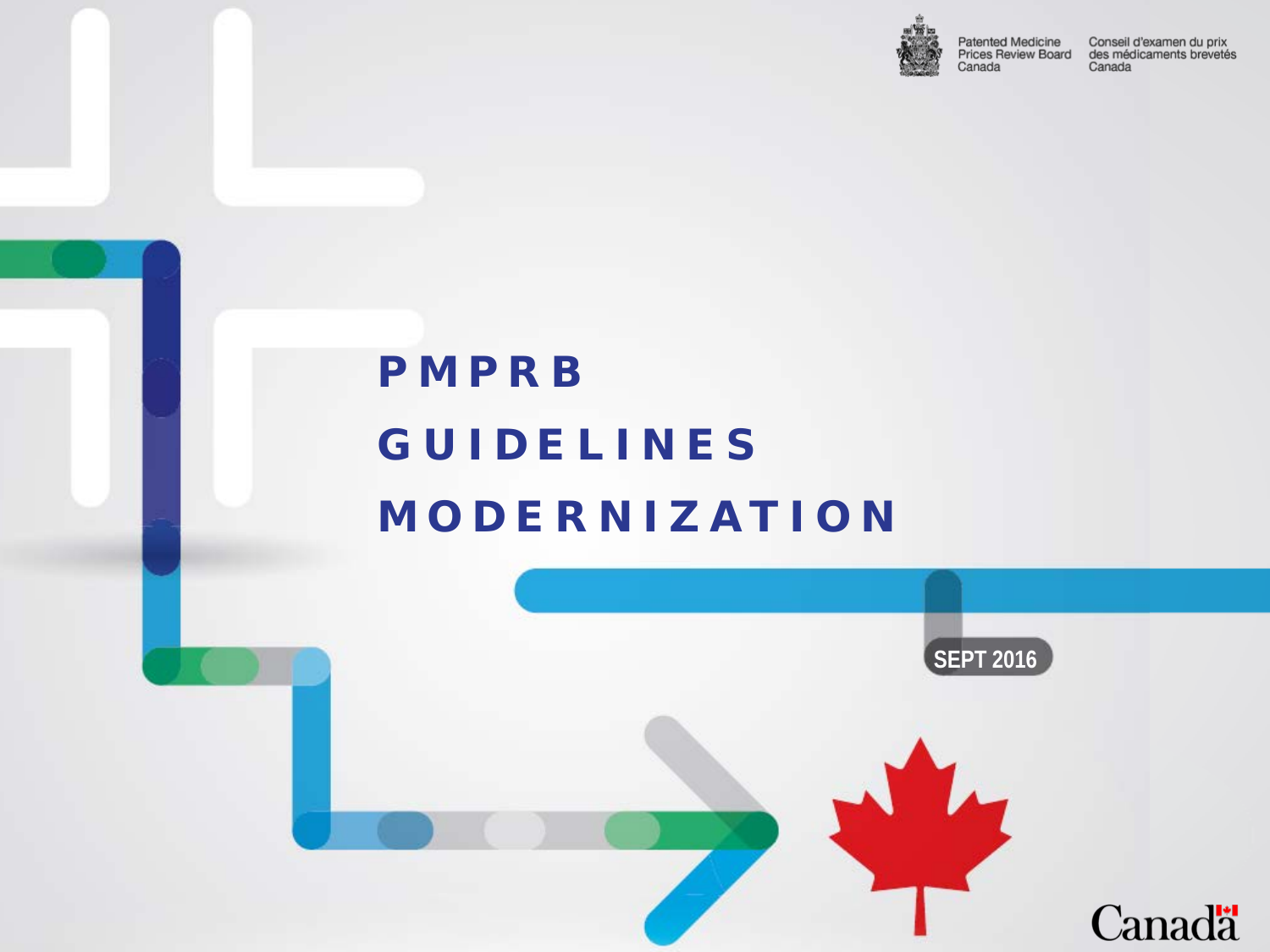Patented Medicine Prices Review Board Canada

Conseil d'examen du prix des médicaments brevetés Canada

# PMPRB GUIDELINES MODERNIZATION

SEPT 2016

Canada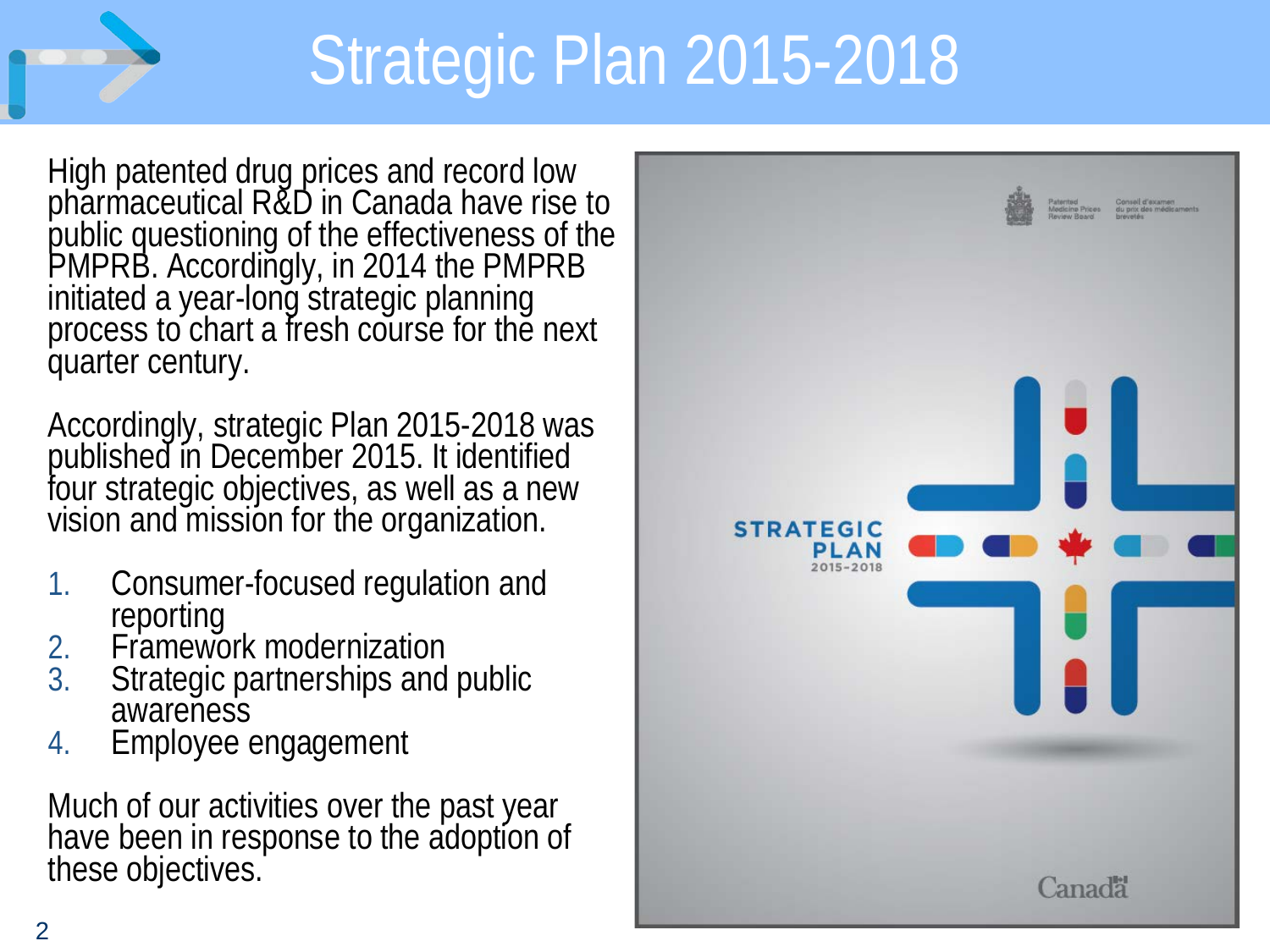# Strategic Plan 2015-2018

High patented drug prices and record low pharmaceutical R&D in Canada have rise to public questioning of the effectiveness of the PMPRB. Accordingly, in 2014 the PMPRB initiated a year-long strategic planning process to chart a fresh course for the next quarter century.

Accordingly, strategic Plan 2015-2018 was published in December 2015. It identified four strategic objectives, as well as a new vision and mission for the organization.

1. Consumer-focused regulation and reporting
2. Framework modernization
3. Strategic partnerships and public awareness
4. Employee engagement

Much of our activities over the past year have been in response to the adoption of these objectives.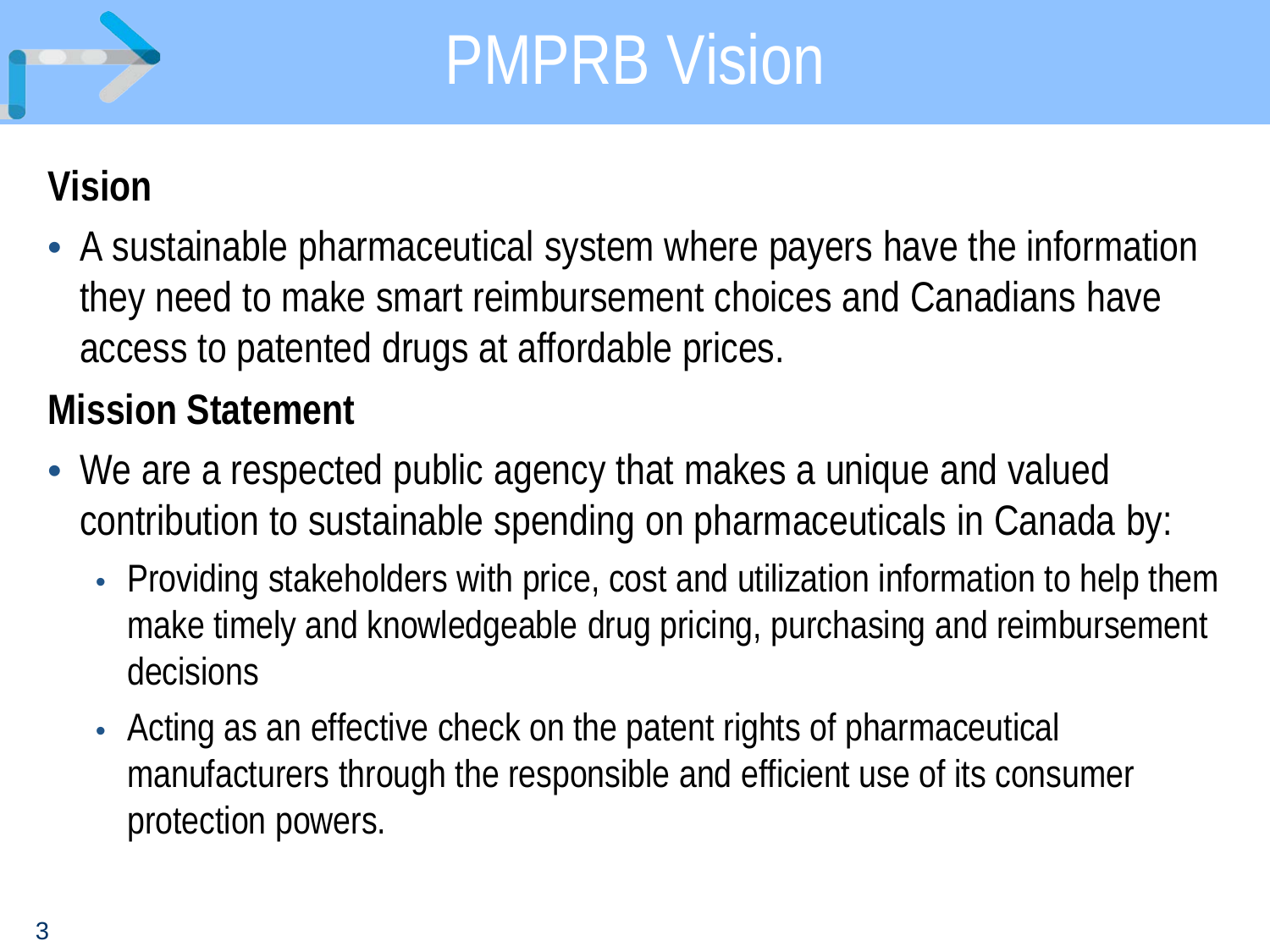# PMPRB Vision

## Vision

- A sustainable pharmaceutical system where payers have the information they need to make smart reimbursement choices and Canadians have access to patented drugs at affordable prices.

## Mission Statement

- We are a respected public agency that makes a unique and valued contribution to sustainable spending on pharmaceuticals in Canada by:
  - Providing stakeholders with price, cost and utilization information to help them make timely and knowledgeable drug pricing, purchasing and reimbursement decisions
  - Acting as an effective check on the patent rights of pharmaceutical manufacturers through the responsible and efficient use of its consumer protection powers.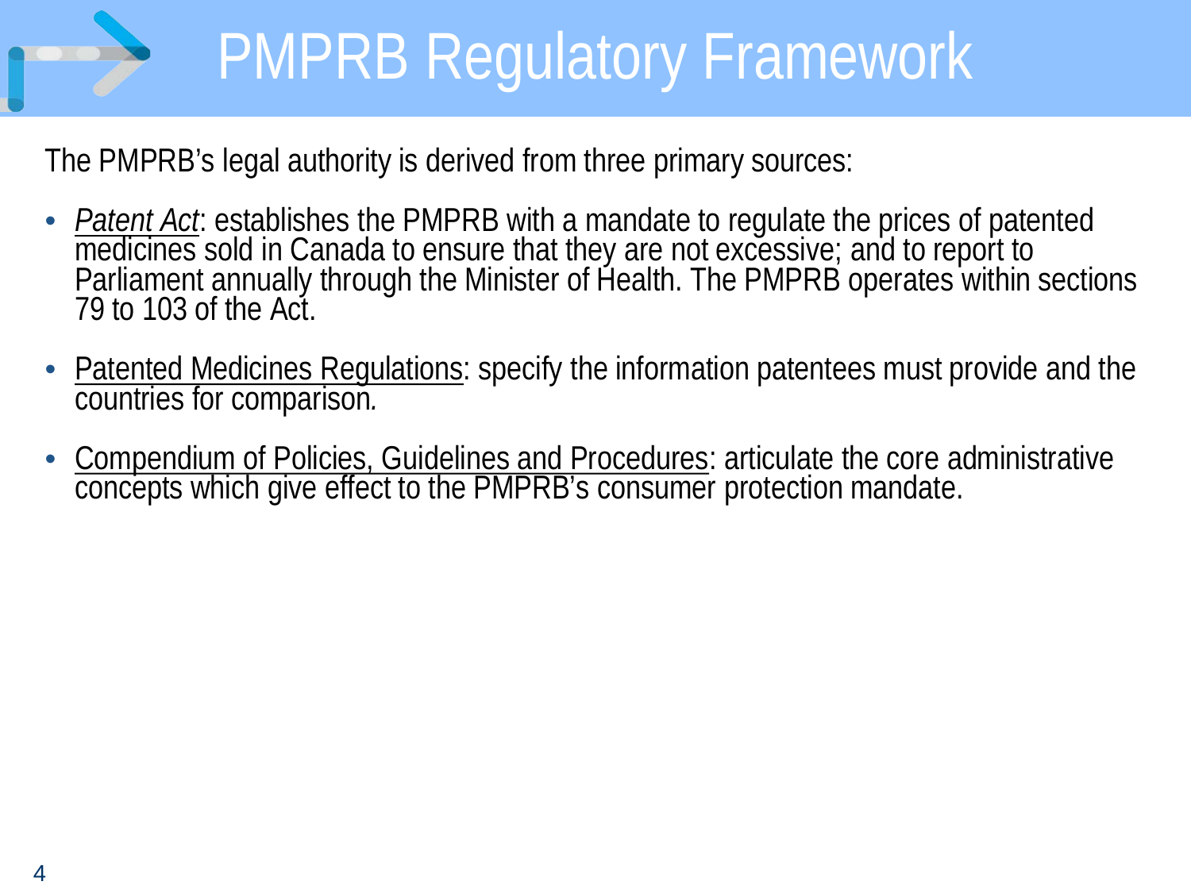# PMPRB Regulatory Framework

The PMPRB's legal authority is derived from three primary sources:

- *Patent Act*: establishes the PMPRB with a mandate to regulate the prices of patented medicines sold in Canada to ensure that they are not excessive; and to report to Parliament annually through the Minister of Health. The PMPRB operates within sections 79 to 103 of the Act.
- Patented Medicines Regulations: specify the information patentees must provide and the countries for comparison.
- Compendium of Policies, Guidelines and Procedures: articulate the core administrative concepts which give effect to the PMPRB's consumer protection mandate.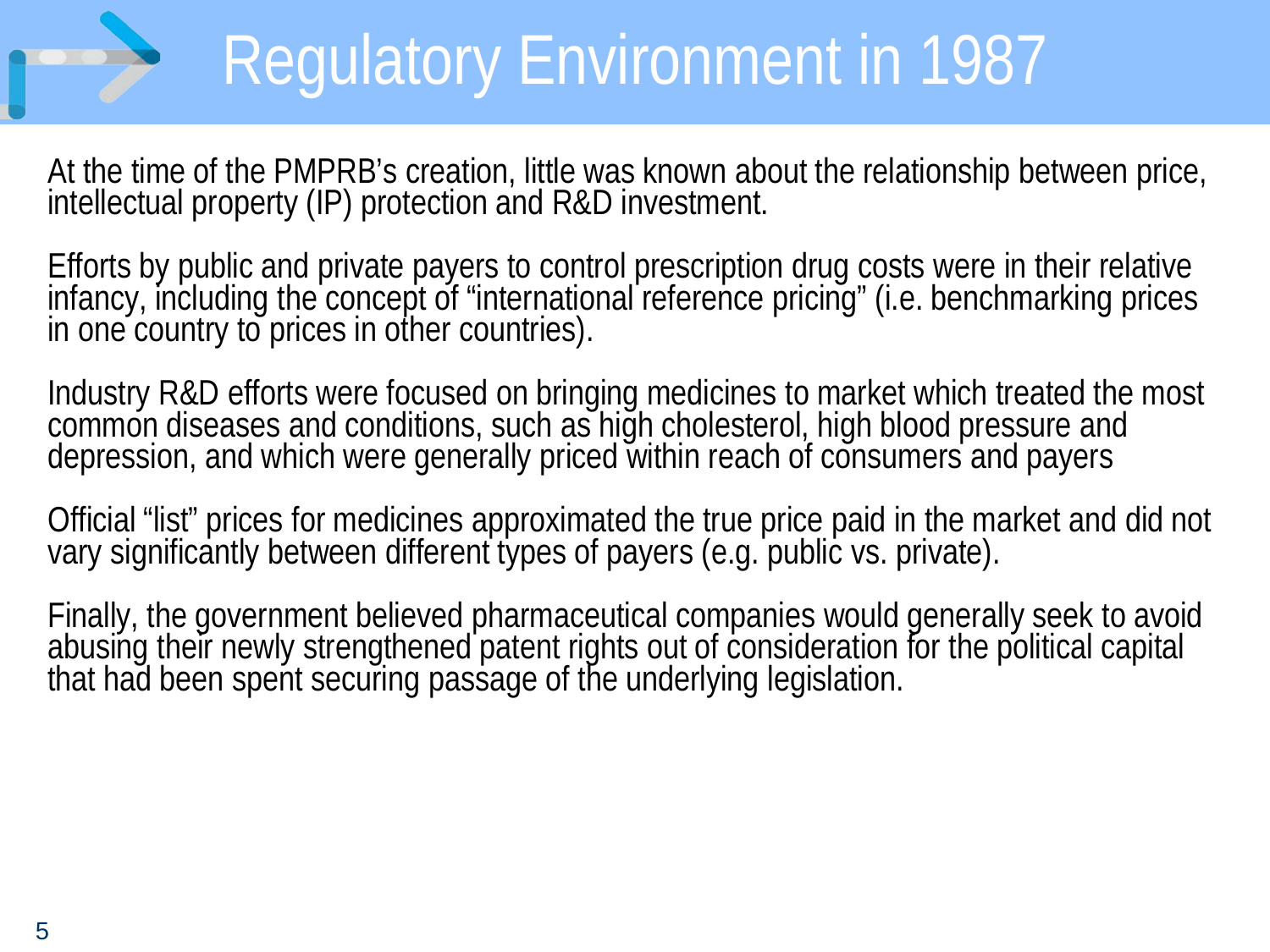# Regulatory Environment in 1987

At the time of the PMPRB's creation, little was known about the relationship between price, intellectual property (IP) protection and R&D investment.

Efforts by public and private payers to control prescription drug costs were in their relative infancy, including the concept of "international reference pricing" (i.e. benchmarking prices in one country to prices in other countries).

Industry R&D efforts were focused on bringing medicines to market which treated the most common diseases and conditions, such as high cholesterol, high blood pressure and depression, and which were generally priced within reach of consumers and payers

Official "list" prices for medicines approximated the true price paid in the market and did not vary significantly between different types of payers (e.g. public vs. private).

Finally, the government believed pharmaceutical companies would generally seek to avoid abusing their newly strengthened patent rights out of consideration for the political capital that had been spent securing passage of the underlying legislation.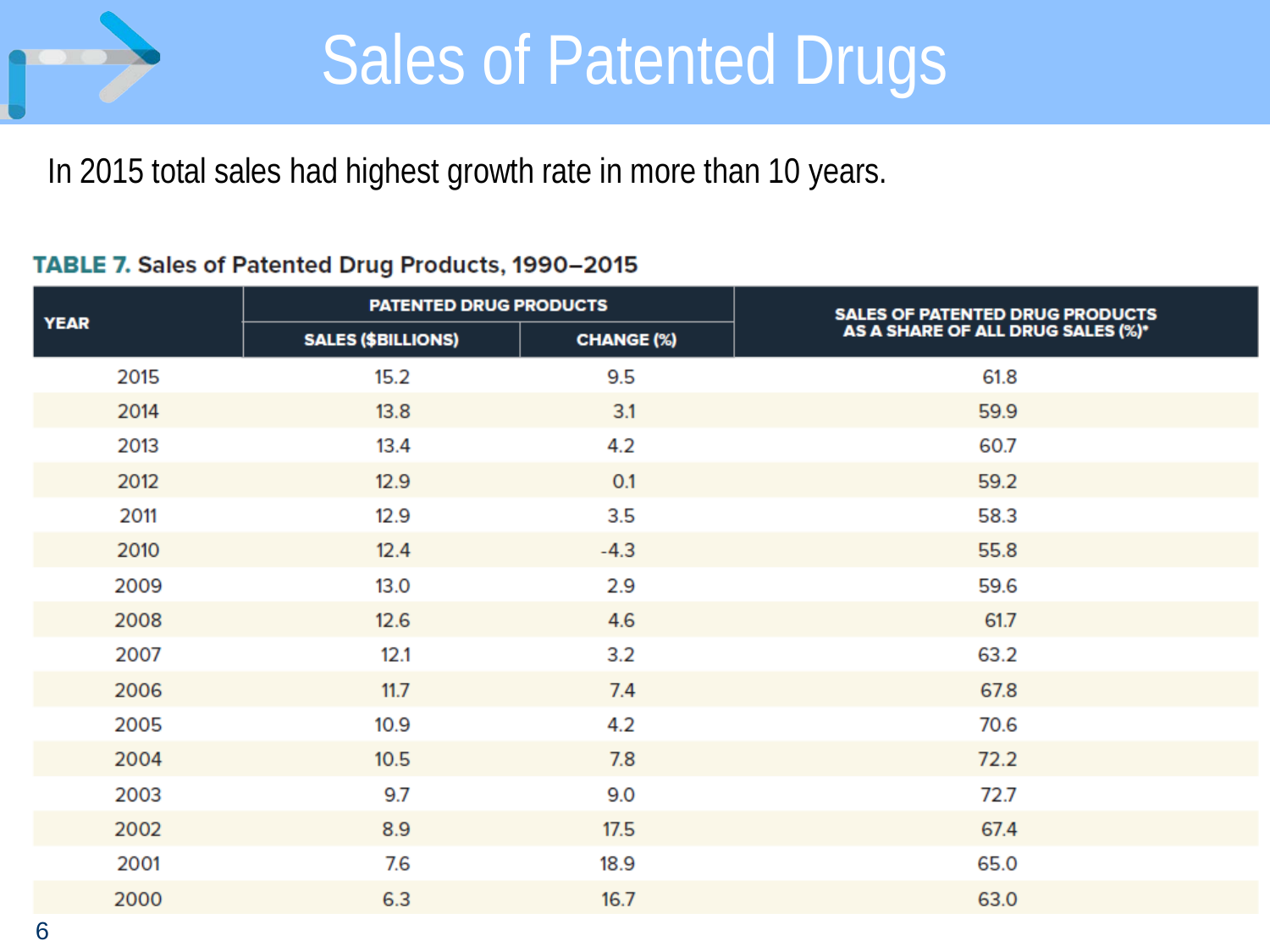# Sales of Patented Drugs

In 2015 total sales had highest growth rate in more than 10 years.

**TABLE 7.** Sales of Patented Drug Products, 1990–2015

| YEAR | PATENTED DRUG PRODUCTS | | SALES OF PATENTED DRUG PRODUCTS AS A SHARE OF ALL DRUG SALES (%)* |
|---|---|---|---|
| | SALES ($BILLIONS) | CHANGE (%) | |
| 2015 | 15.2 | 9.5 | 61.8 |
| 2014 | 13.8 | 3.1 | 59.9 |
| 2013 | 13.4 | 4.2 | 60.7 |
| 2012 | 12.9 | 0.1 | 59.2 |
| 2011 | 12.9 | 3.5 | 58.3 |
| 2010 | 12.4 | -4.3 | 55.8 |
| 2009 | 13.0 | 2.9 | 59.6 |
| 2008 | 12.6 | 4.6 | 61.7 |
| 2007 | 12.1 | 3.2 | 63.2 |
| 2006 | 11.7 | 7.4 | 67.8 |
| 2005 | 10.9 | 4.2 | 70.6 |
| 2004 | 10.5 | 7.8 | 72.2 |
| 2003 | 9.7 | 9.0 | 72.7 |
| 2002 | 8.9 | 17.5 | 67.4 |
| 2001 | 7.6 | 18.9 | 65.0 |
| 2000 | 6.3 | 16.7 | 63.0 |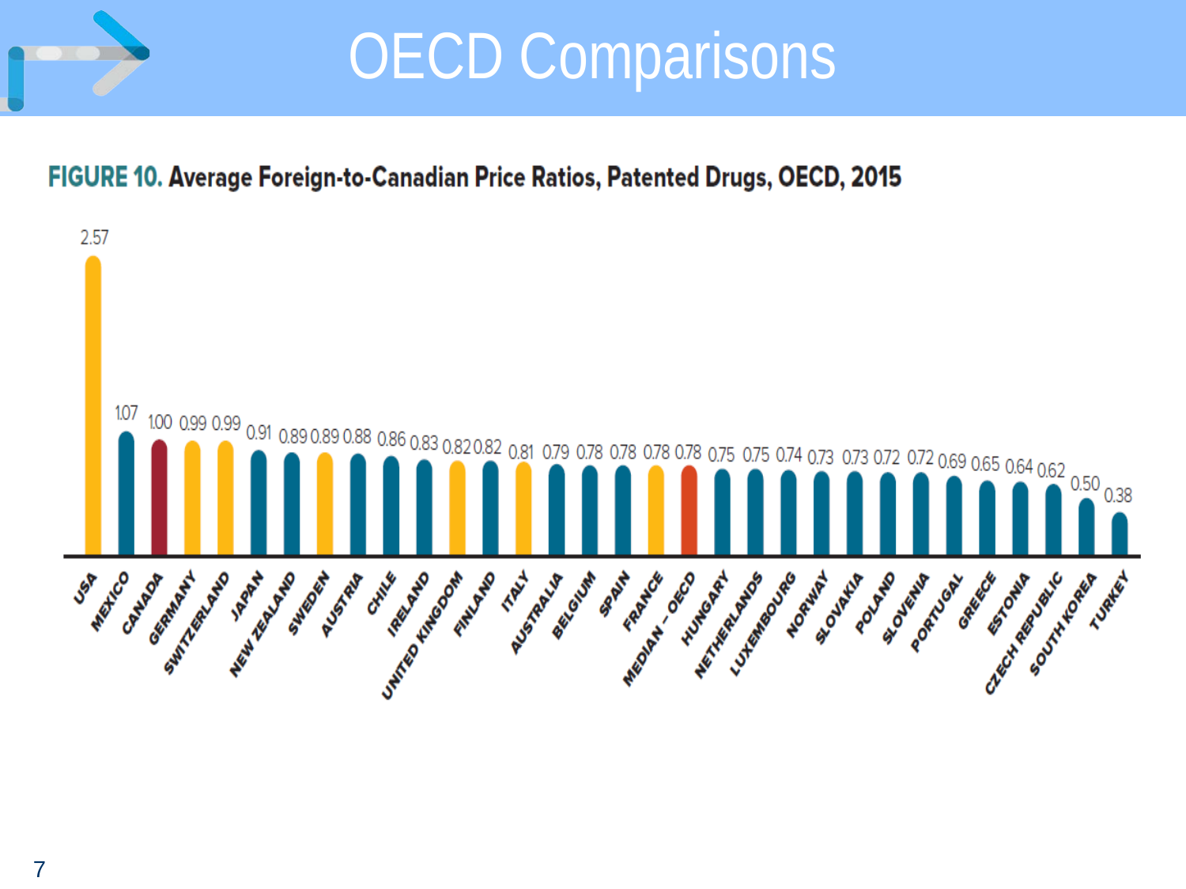# OECD Comparisons

**FIGURE 10.** **Average Foreign-to-Canadian Price Ratios, Patented Drugs, OECD, 2015**

2.57 1.07 1.00 0.99 0.99 0.91 0.89 0.89 0.88 0.86 0.83 0.82 0.82 0.81 0.79 0.78 0.78 0.78 0.78 0.75 0.75 0.74 0.73 0.73 0.72 0.72 0.69 0.65 0.64 0.62 0.50 0.38

USA, MEXICO, CANADA, GERMANY, SWITZERLAND, JAPAN, NEW ZEALAND, SWEDEN, AUSTRIA, CHILE, IRELAND, UNITED KINGDOM, FINLAND, ITALY, AUSTRALIA, BELGIUM, SPAIN, FRANCE, MEDIAN – OECD, HUNGARY, NETHERLANDS, LUXEMBOURG, NORWAY, SLOVAKIA, POLAND, SLOVENIA, PORTUGAL, GREECE, ESTONIA, CZECH REPUBLIC, SOUTH KOREA, TURKEY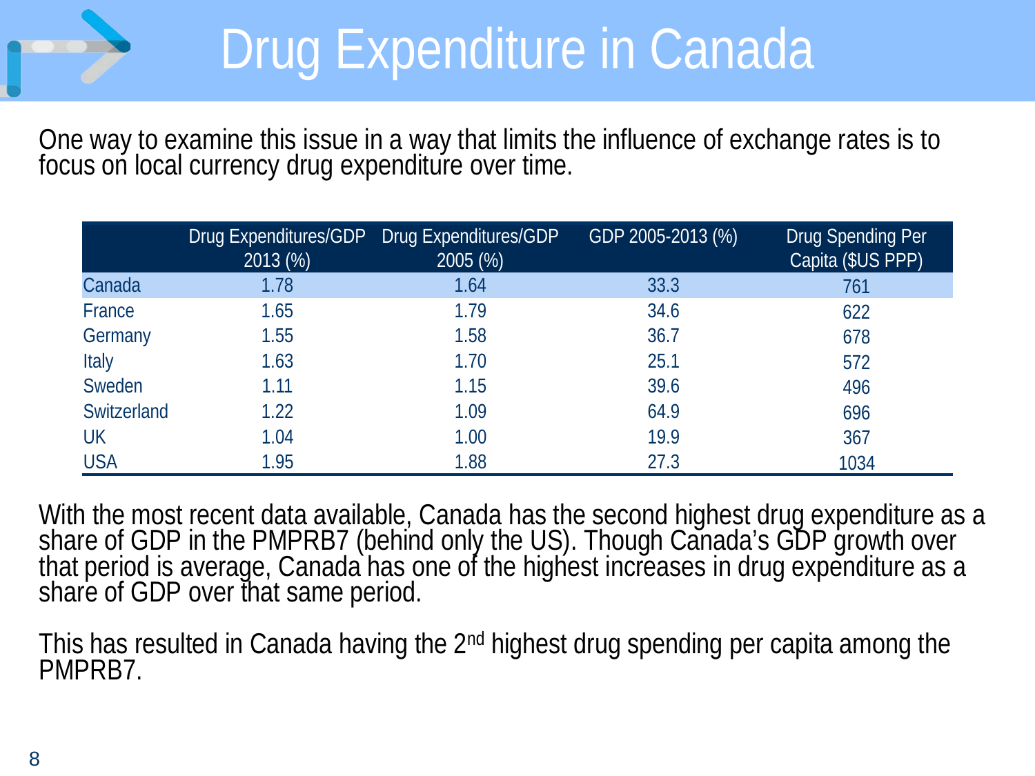# Drug Expenditure in Canada

One way to examine this issue in a way that limits the influence of exchange rates is to focus on local currency drug expenditure over time.

| | Drug Expenditures/GDP 2013 (%) | Drug Expenditures/GDP 2005 (%) | GDP 2005-2013 (%) | Drug Spending Per Capita ($US PPP) |
|---|---|---|---|---|
| Canada | 1.78 | 1.64 | 33.3 | 761 |
| France | 1.65 | 1.79 | 34.6 | 622 |
| Germany | 1.55 | 1.58 | 36.7 | 678 |
| Italy | 1.63 | 1.70 | 25.1 | 572 |
| Sweden | 1.11 | 1.15 | 39.6 | 496 |
| Switzerland | 1.22 | 1.09 | 64.9 | 696 |
| UK | 1.04 | 1.00 | 19.9 | 367 |
| USA | 1.95 | 1.88 | 27.3 | 1034 |

With the most recent data available, Canada has the second highest drug expenditure as a share of GDP in the PMPRB7 (behind only the US). Though Canada's GDP growth over that period is average, Canada has one of the highest increases in drug expenditure as a share of GDP over that same period.

This has resulted in Canada having the 2nd highest drug spending per capita among the PMPRB7.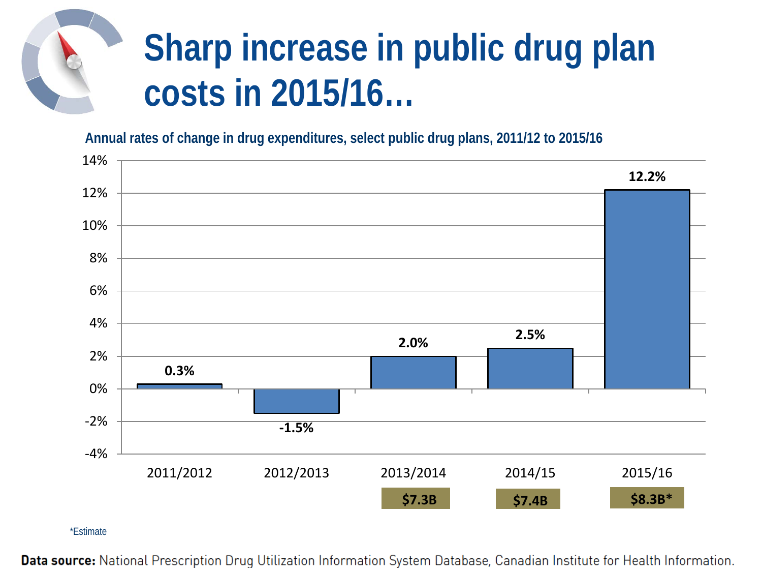# Sharp increase in public drug plan costs in 2015/16…

**Annual rates of change in drug expenditures, select public drug plans, 2011/12 to 2015/16**

14%
12%
10%
8%
6%
4%
2%
0%
-2%
-4%

0.3%
-1.5%
2.0%
2.5%
12.2%

2011/2012
2012/2013
2013/2014
2014/15
2015/16

$7.3B
$7.4B
$8.3B*

*Estimate

**Data source:** National Prescription Drug Utilization Information System Database, Canadian Institute for Health Information.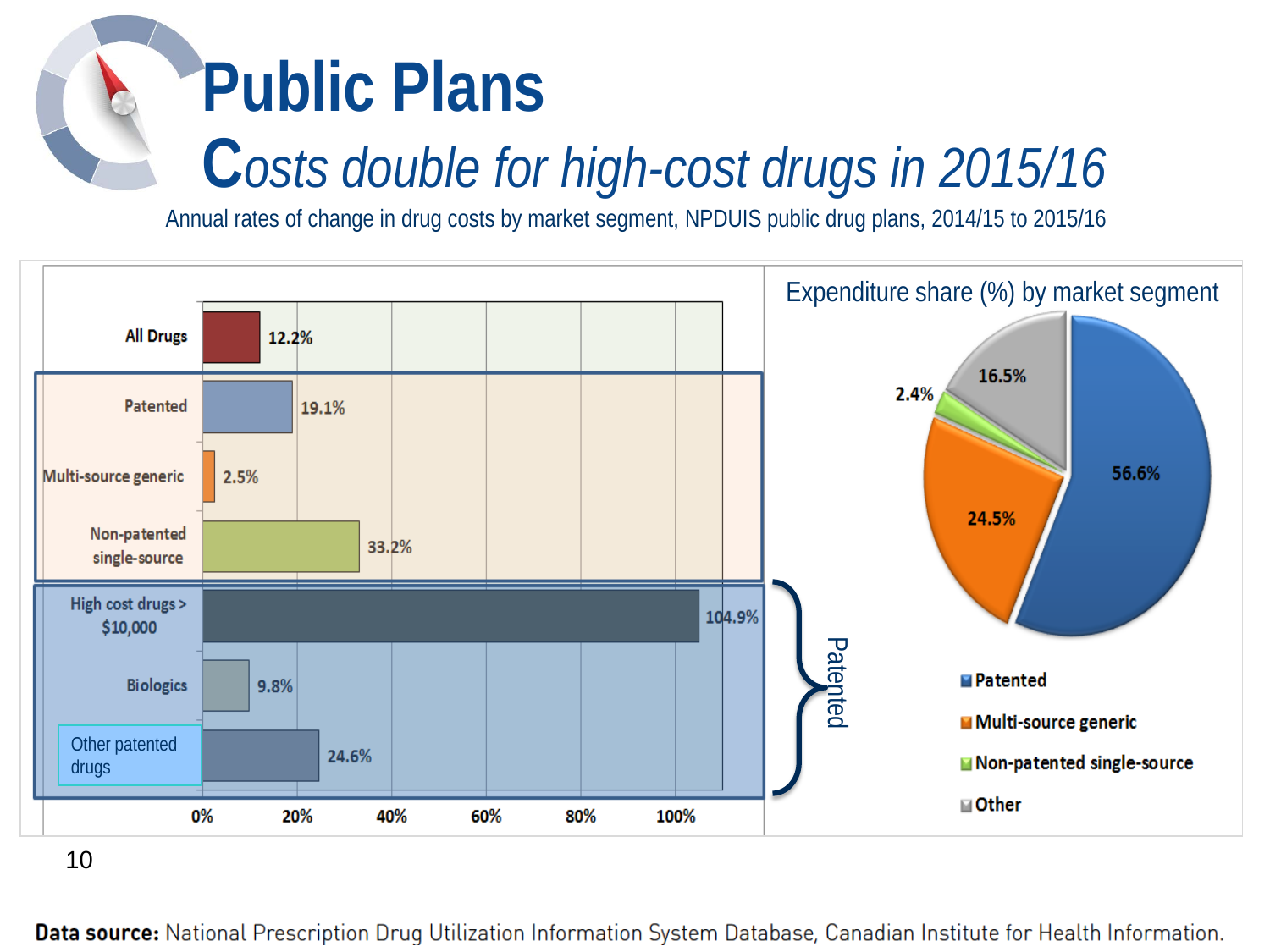# Public Plans

## *Costs double for high-cost drugs in 2015/16*

Annual rates of change in drug costs by market segment, NPDUIS public drug plans, 2014/15 to 2015/16

All Drugs 12.2%

Patented 19.1%

Multi-source generic 2.5%

Non-patented single-source 33.2%

High cost drugs > $10,000 104.9%

Biologics 9.8%

Other patented drugs 24.6%

0% 20% 40% 60% 80% 100%

Patented

Expenditure share (%) by market segment

56.6%

24.5%

2.4%

16.5%

Patented

Multi-source generic

Non-patented single-source

Other

**Data source:** National Prescription Drug Utilization Information System Database, Canadian Institute for Health Information.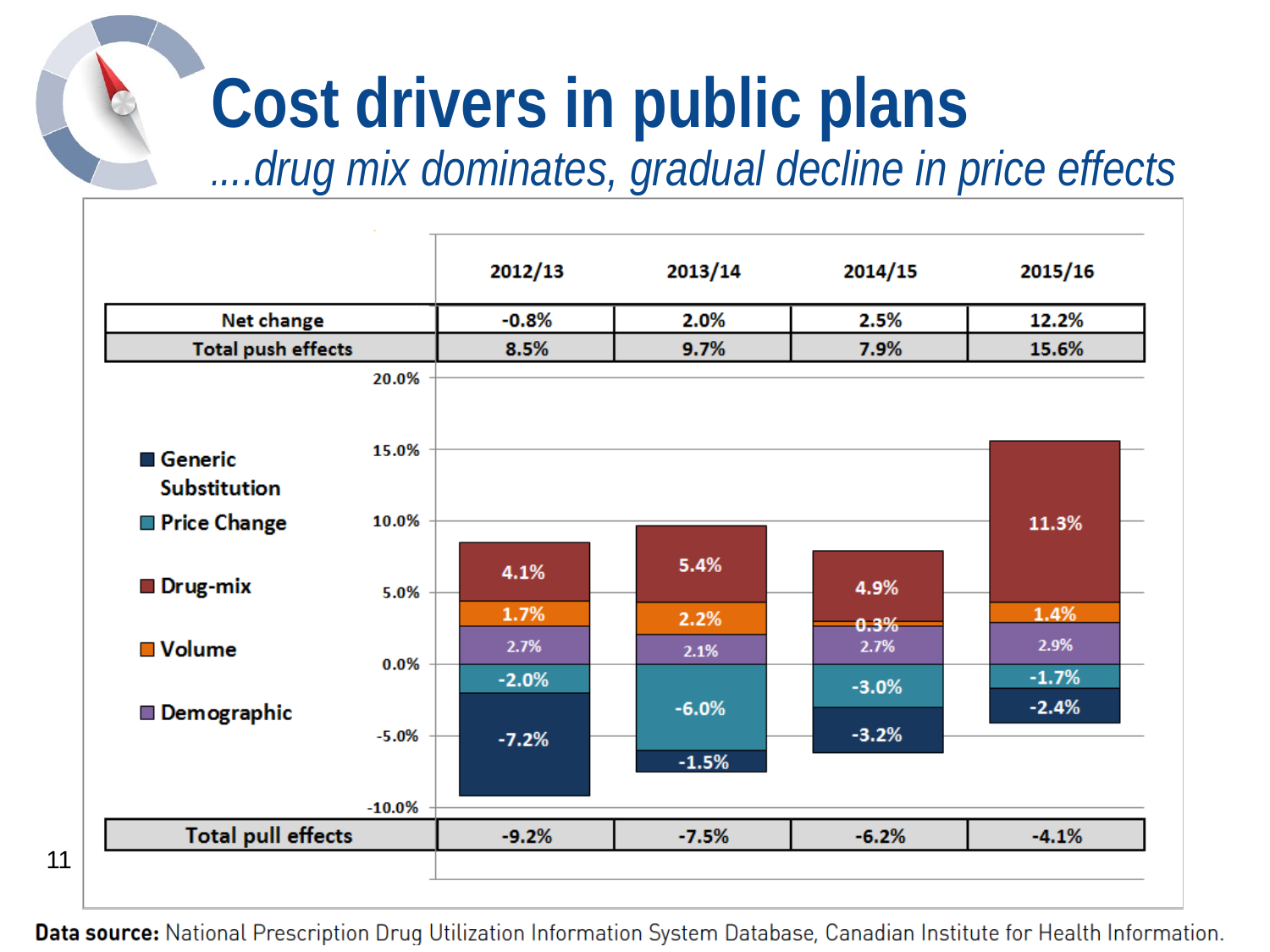# Cost drivers in public plans

*....drug mix dominates, gradual decline in price effects*

| | 2012/13 | 2013/14 | 2014/15 | 2015/16 |
|---|---|---|---|---|
| Net change | -0.8% | 2.0% | 2.5% | 12.2% |
| Total push effects | 8.5% | 9.7% | 7.9% | 15.6% |
| Total pull effects | -9.2% | -7.5% | -6.2% | -4.1% |

20.0%
15.0%
10.0%
5.0%
0.0%
-5.0%
-10.0%

Generic Substitution
Price Change
Drug-mix
Volume
Demographic

2012/13: 4.1%, 1.7%, 2.7%, -2.0%, -7.2%
2013/14: 5.4%, 2.2%, 2.1%, -6.0%, -1.5%
2014/15: 4.9%, 0.3%, 2.7%, -3.0%, -3.2%
2015/16: 11.3%, 1.4%, 2.9%, -1.7%, -2.4%

**Data source:** National Prescription Drug Utilization Information System Database, Canadian Institute for Health Information.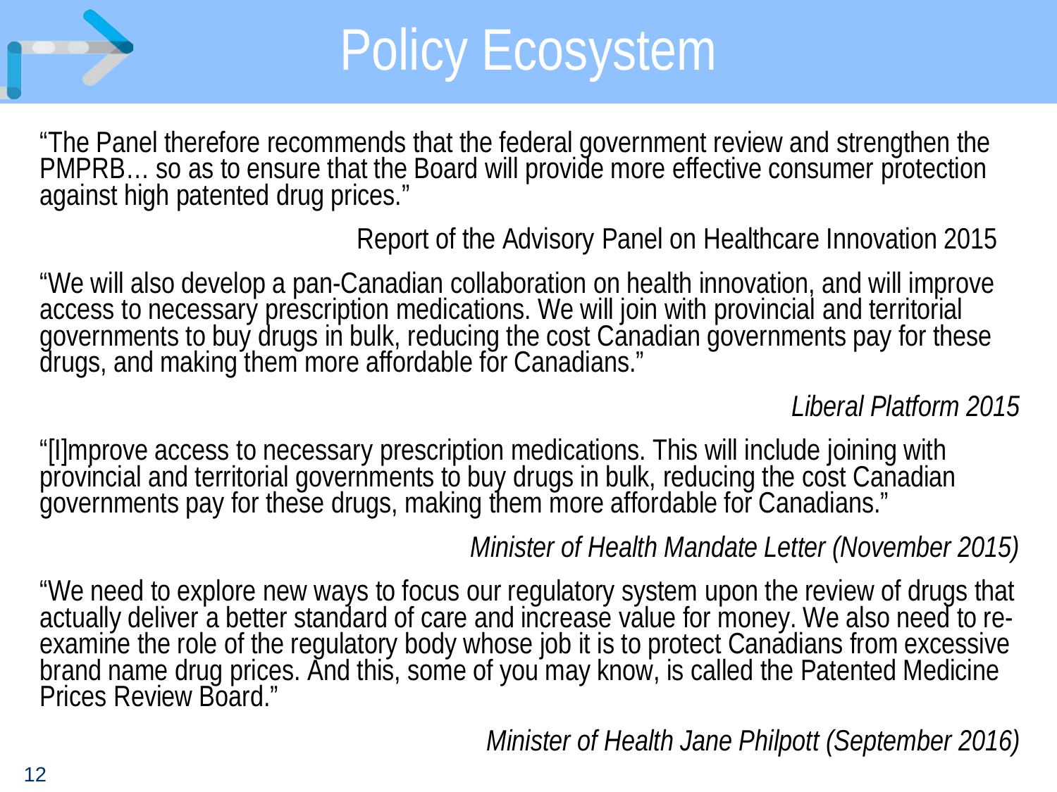# Policy Ecosystem

"The Panel therefore recommends that the federal government review and strengthen the PMPRB… so as to ensure that the Board will provide more effective consumer protection against high patented drug prices."

Report of the Advisory Panel on Healthcare Innovation 2015

"We will also develop a pan-Canadian collaboration on health innovation, and will improve access to necessary prescription medications. We will join with provincial and territorial governments to buy drugs in bulk, reducing the cost Canadian governments pay for these drugs, and making them more affordable for Canadians."

*Liberal Platform 2015*

"[I]mprove access to necessary prescription medications. This will include joining with provincial and territorial governments to buy drugs in bulk, reducing the cost Canadian governments pay for these drugs, making them more affordable for Canadians."

*Minister of Health Mandate Letter (November 2015)*

"We need to explore new ways to focus our regulatory system upon the review of drugs that actually deliver a better standard of care and increase value for money. We also need to re-examine the role of the regulatory body whose job it is to protect Canadians from excessive brand name drug prices. And this, some of you may know, is called the Patented Medicine Prices Review Board."

*Minister of Health Jane Philpott (September 2016)*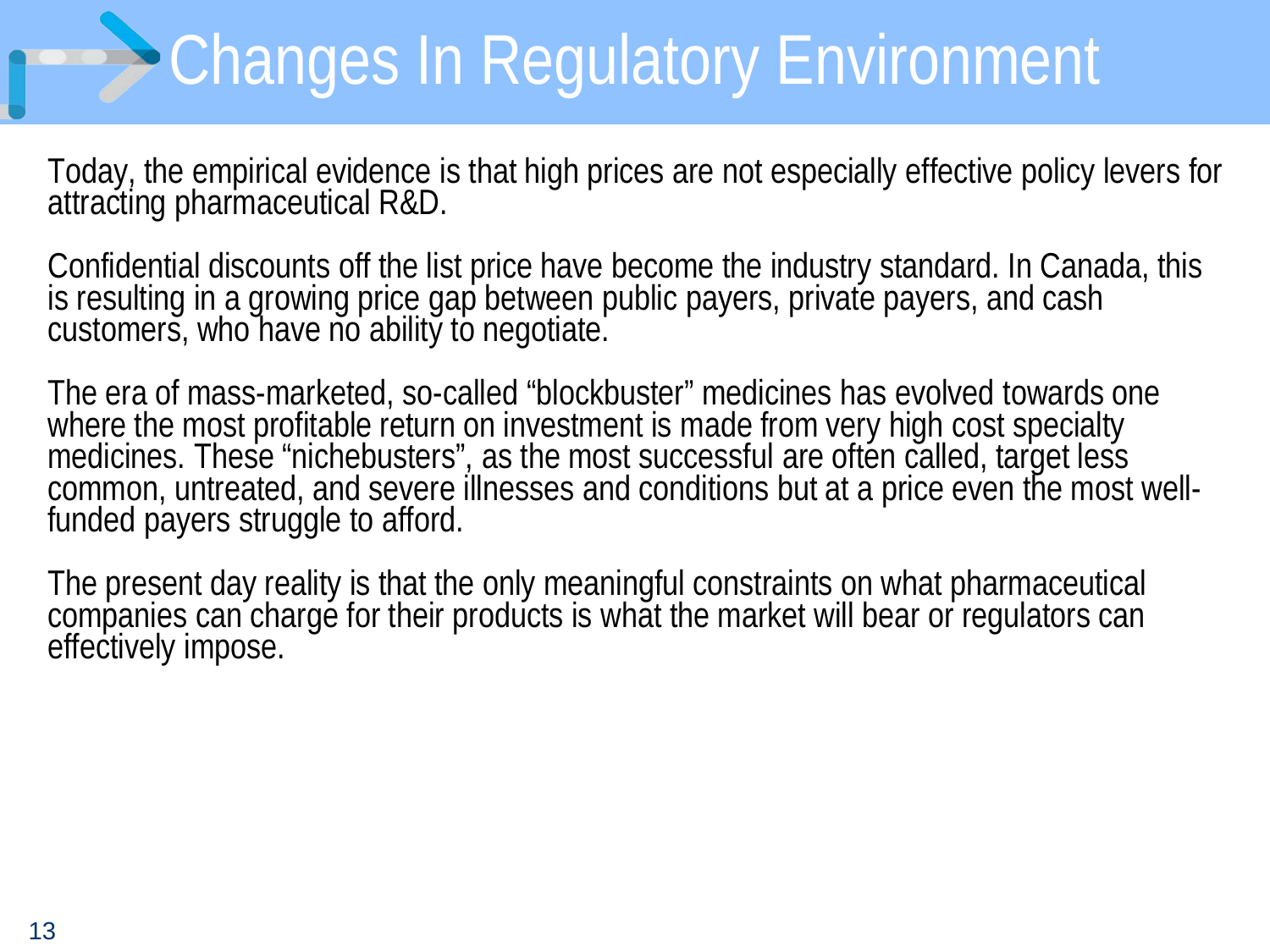# Changes In Regulatory Environment

Today, the empirical evidence is that high prices are not especially effective policy levers for attracting pharmaceutical R&D.

Confidential discounts off the list price have become the industry standard. In Canada, this is resulting in a growing price gap between public payers, private payers, and cash customers, who have no ability to negotiate.

The era of mass-marketed, so-called "blockbuster" medicines has evolved towards one where the most profitable return on investment is made from very high cost specialty medicines. These "nichebusters", as the most successful are often called, target less common, untreated, and severe illnesses and conditions but at a price even the most well-funded payers struggle to afford.

The present day reality is that the only meaningful constraints on what pharmaceutical companies can charge for their products is what the market will bear or regulators can effectively impose.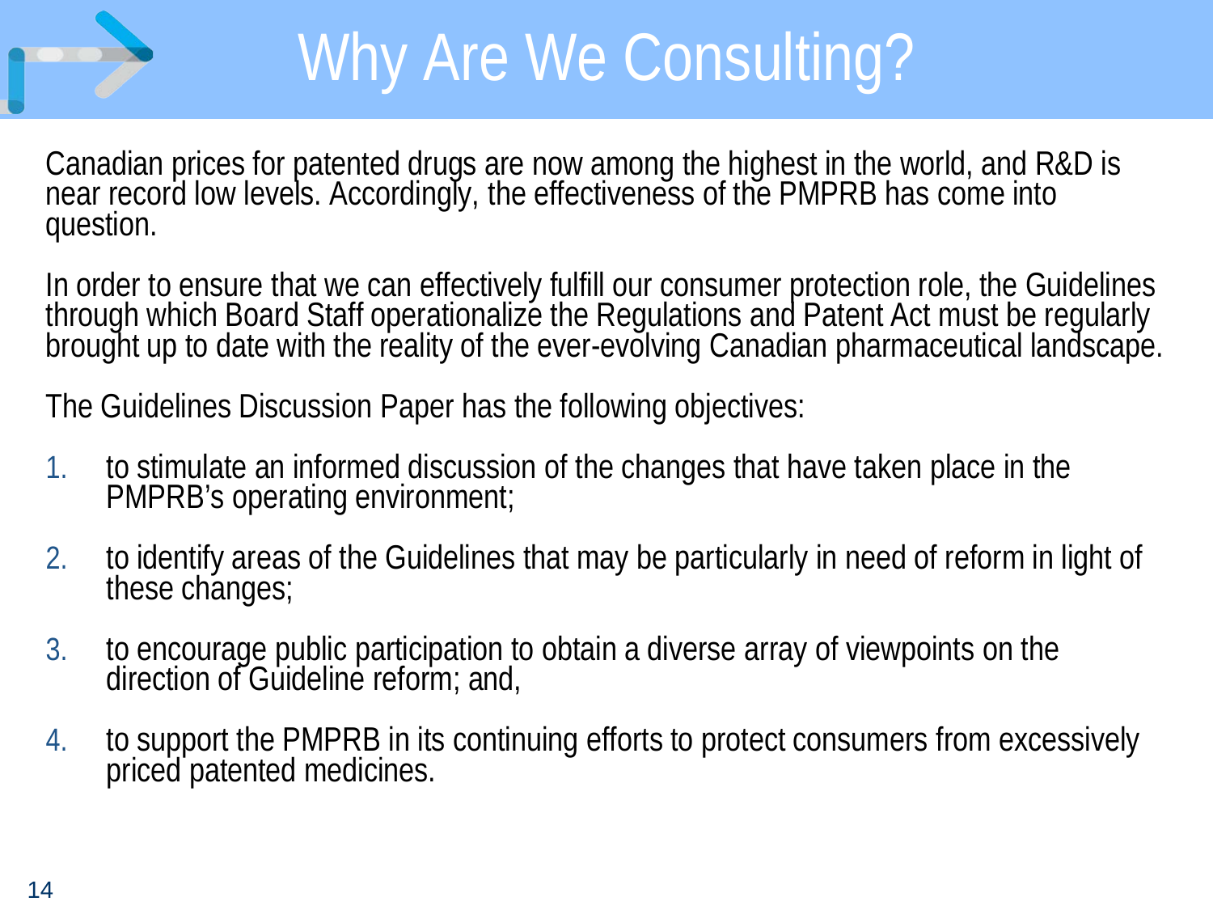# Why Are We Consulting?

Canadian prices for patented drugs are now among the highest in the world, and R&D is near record low levels. Accordingly, the effectiveness of the PMPRB has come into question.

In order to ensure that we can effectively fulfill our consumer protection role, the Guidelines through which Board Staff operationalize the Regulations and Patent Act must be regularly brought up to date with the reality of the ever-evolving Canadian pharmaceutical landscape.

The Guidelines Discussion Paper has the following objectives:

1. to stimulate an informed discussion of the changes that have taken place in the PMPRB's operating environment;
2. to identify areas of the Guidelines that may be particularly in need of reform in light of these changes;
3. to encourage public participation to obtain a diverse array of viewpoints on the direction of Guideline reform; and,
4. to support the PMPRB in its continuing efforts to protect consumers from excessively priced patented medicines.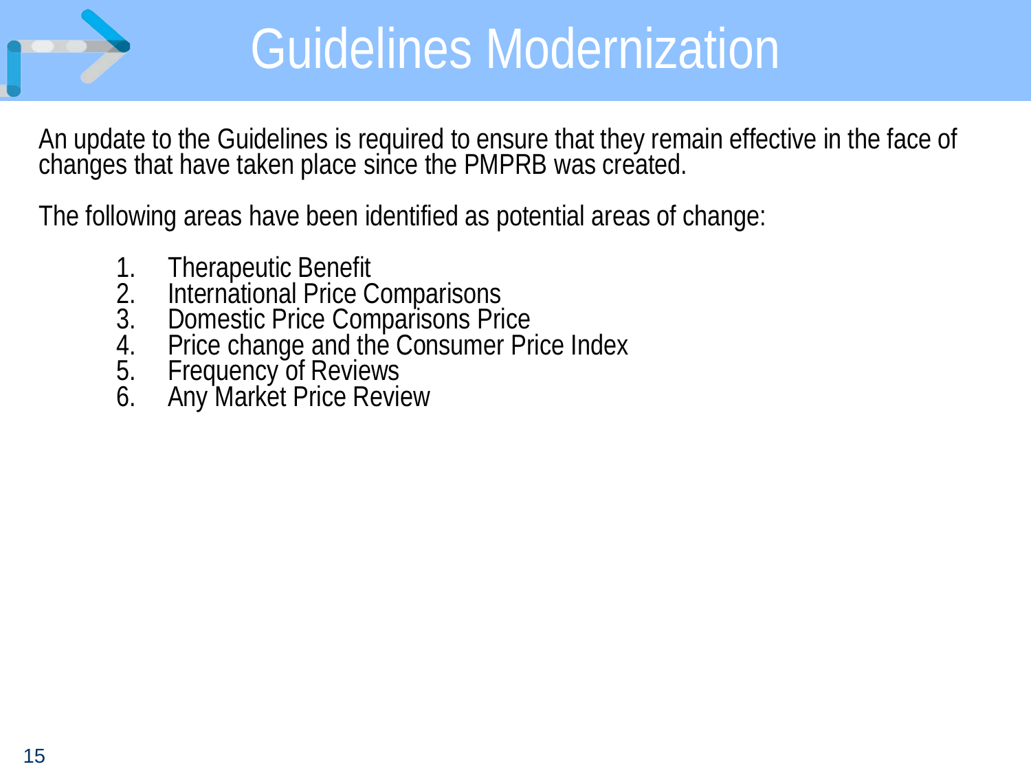# Guidelines Modernization

An update to the Guidelines is required to ensure that they remain effective in the face of changes that have taken place since the PMPRB was created.

The following areas have been identified as potential areas of change:

1. Therapeutic Benefit
2. International Price Comparisons
3. Domestic Price Comparisons Price
4. Price change and the Consumer Price Index
5. Frequency of Reviews
6. Any Market Price Review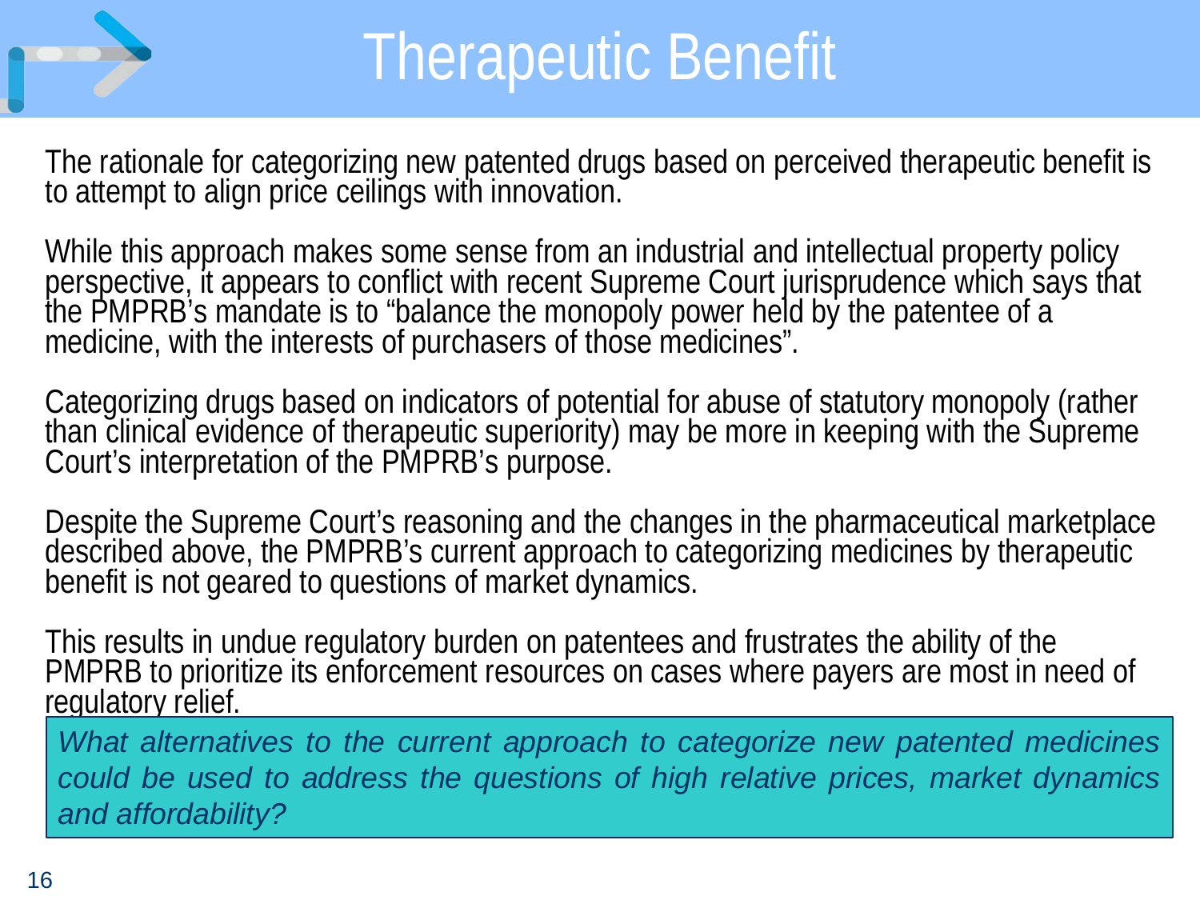# Therapeutic Benefit

The rationale for categorizing new patented drugs based on perceived therapeutic benefit is to attempt to align price ceilings with innovation.

While this approach makes some sense from an industrial and intellectual property policy perspective, it appears to conflict with recent Supreme Court jurisprudence which says that the PMPRB's mandate is to "balance the monopoly power held by the patentee of a medicine, with the interests of purchasers of those medicines".

Categorizing drugs based on indicators of potential for abuse of statutory monopoly (rather than clinical evidence of therapeutic superiority) may be more in keeping with the Supreme Court's interpretation of the PMPRB's purpose.

Despite the Supreme Court's reasoning and the changes in the pharmaceutical marketplace described above, the PMPRB's current approach to categorizing medicines by therapeutic benefit is not geared to questions of market dynamics.

This results in undue regulatory burden on patentees and frustrates the ability of the PMPRB to prioritize its enforcement resources on cases where payers are most in need of regulatory relief.

*What alternatives to the current approach to categorize new patented medicines could be used to address the questions of high relative prices, market dynamics and affordability?*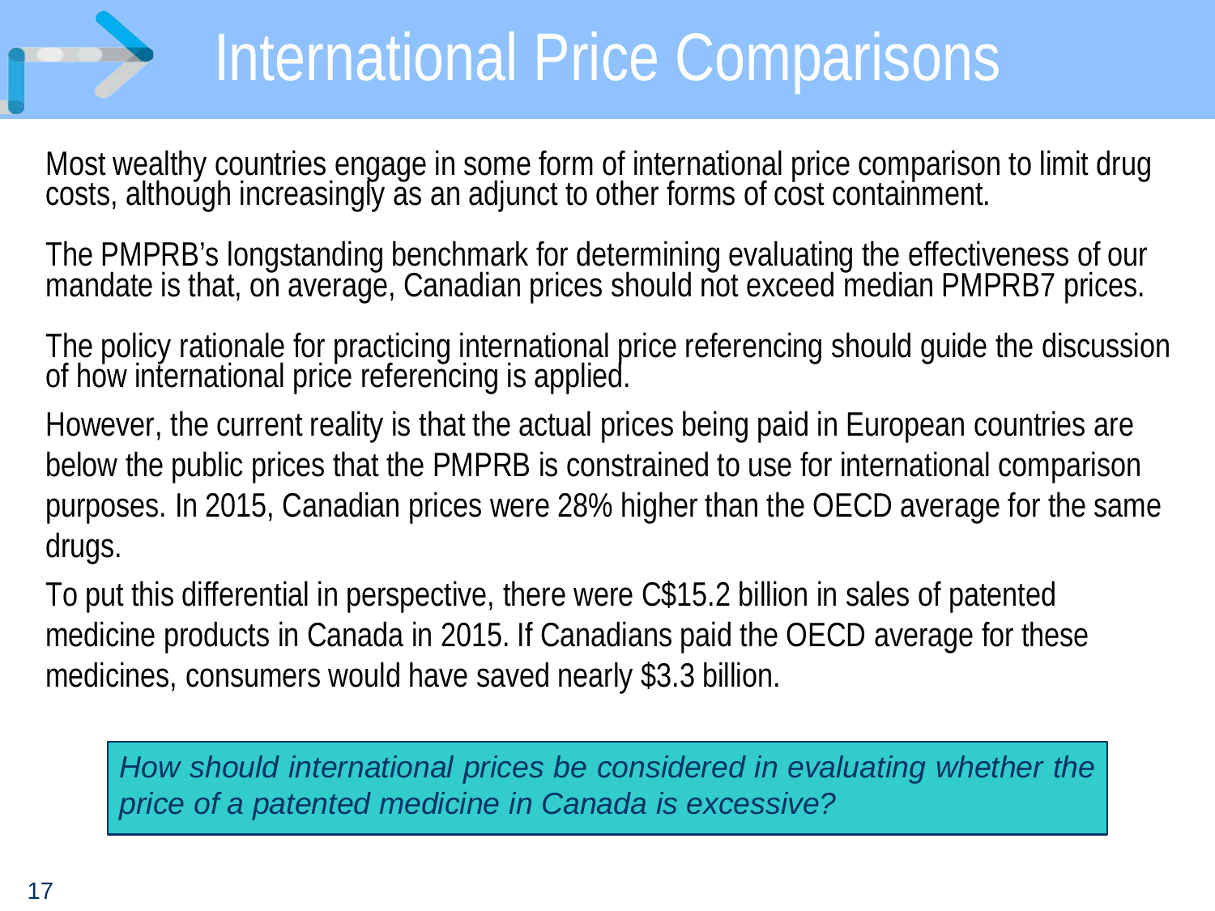# International Price Comparisons

Most wealthy countries engage in some form of international price comparison to limit drug costs, although increasingly as an adjunct to other forms of cost containment.

The PMPRB's longstanding benchmark for determining evaluating the effectiveness of our mandate is that, on average, Canadian prices should not exceed median PMPRB7 prices.

The policy rationale for practicing international price referencing should guide the discussion of how international price referencing is applied.

However, the current reality is that the actual prices being paid in European countries are below the public prices that the PMPRB is constrained to use for international comparison purposes. In 2015, Canadian prices were 28% higher than the OECD average for the same drugs.

To put this differential in perspective, there were C$15.2 billion in sales of patented medicine products in Canada in 2015. If Canadians paid the OECD average for these medicines, consumers would have saved nearly $3.3 billion.

*How should international prices be considered in evaluating whether the price of a patented medicine in Canada is excessive?*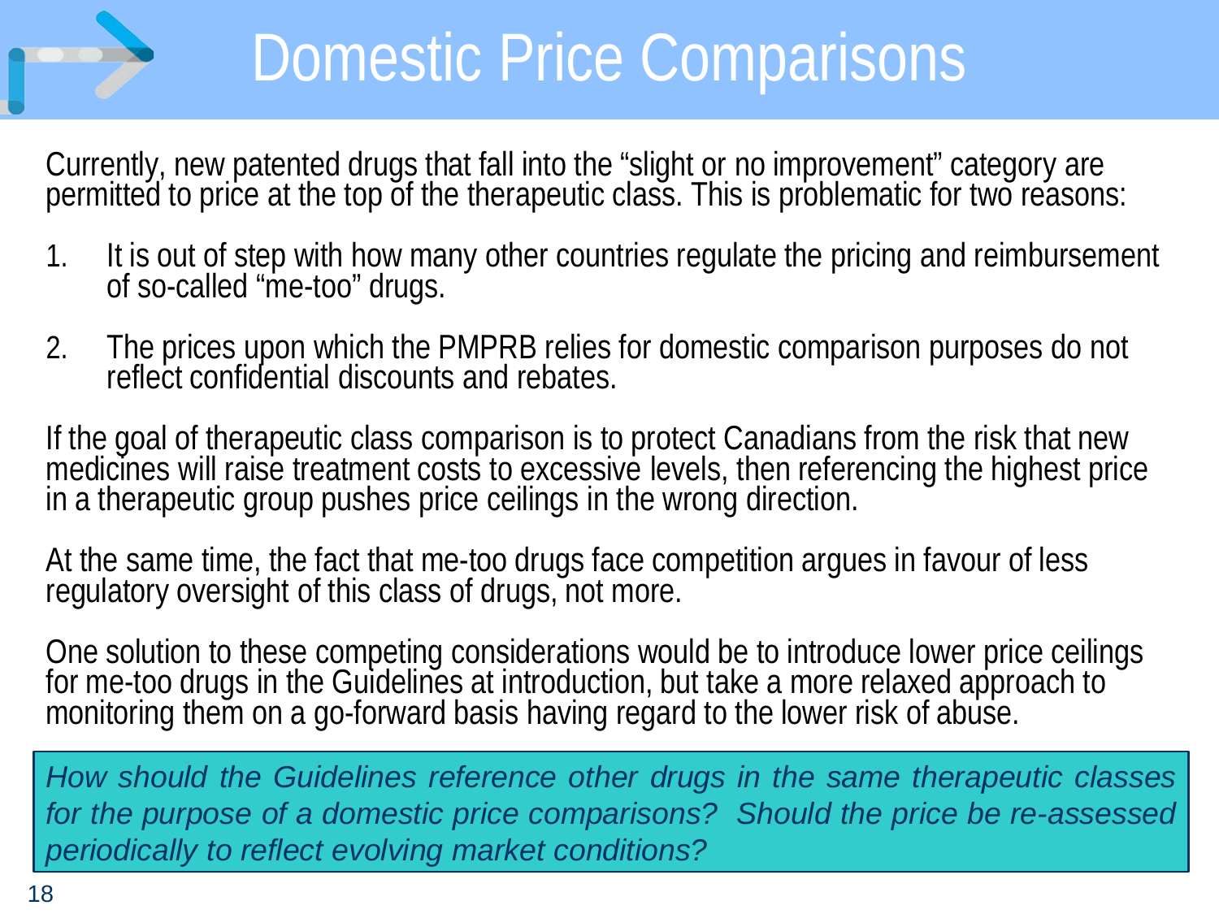# Domestic Price Comparisons

Currently, new patented drugs that fall into the “slight or no improvement” category are permitted to price at the top of the therapeutic class. This is problematic for two reasons:

1. It is out of step with how many other countries regulate the pricing and reimbursement of so-called “me-too” drugs.
2. The prices upon which the PMPRB relies for domestic comparison purposes do not reflect confidential discounts and rebates.

If the goal of therapeutic class comparison is to protect Canadians from the risk that new medicines will raise treatment costs to excessive levels, then referencing the highest price in a therapeutic group pushes price ceilings in the wrong direction.

At the same time, the fact that me-too drugs face competition argues in favour of less regulatory oversight of this class of drugs, not more.

One solution to these competing considerations would be to introduce lower price ceilings for me-too drugs in the Guidelines at introduction, but take a more relaxed approach to monitoring them on a go-forward basis having regard to the lower risk of abuse.

*How should the Guidelines reference other drugs in the same therapeutic classes for the purpose of a domestic price comparisons? Should the price be re-assessed periodically to reflect evolving market conditions?*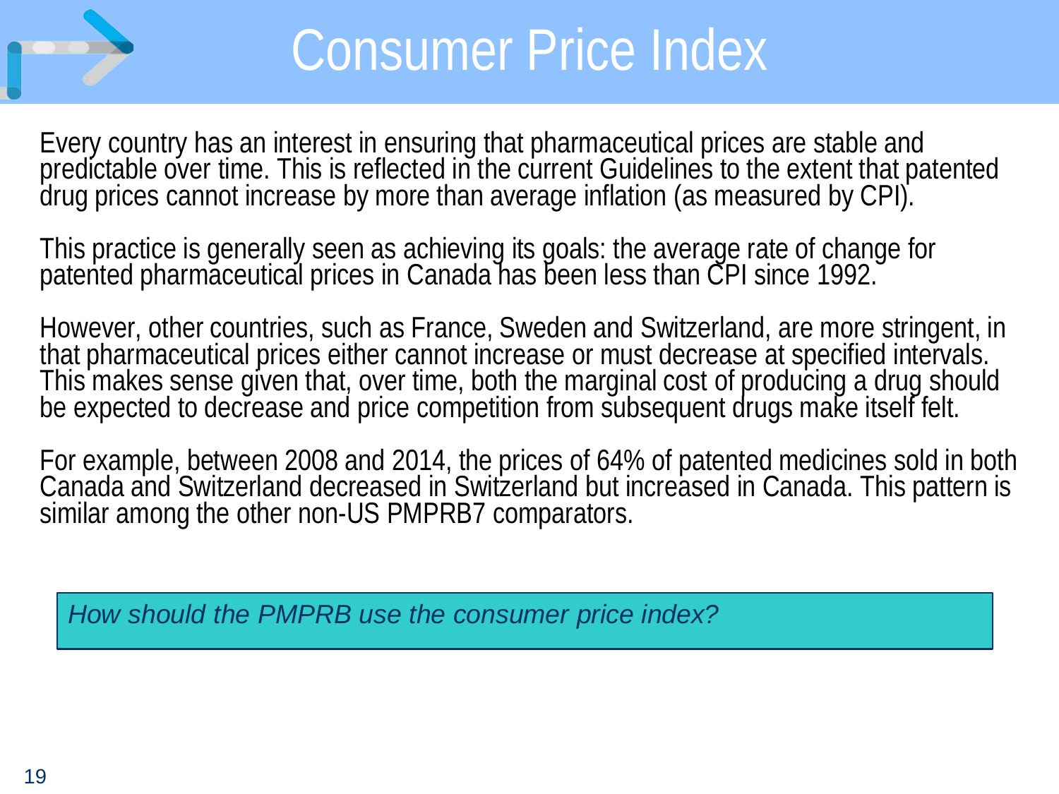# Consumer Price Index

Every country has an interest in ensuring that pharmaceutical prices are stable and predictable over time. This is reflected in the current Guidelines to the extent that patented drug prices cannot increase by more than average inflation (as measured by CPI).

This practice is generally seen as achieving its goals: the average rate of change for patented pharmaceutical prices in Canada has been less than CPI since 1992.

However, other countries, such as France, Sweden and Switzerland, are more stringent, in that pharmaceutical prices either cannot increase or must decrease at specified intervals. This makes sense given that, over time, both the marginal cost of producing a drug should be expected to decrease and price competition from subsequent drugs make itself felt.

For example, between 2008 and 2014, the prices of 64% of patented medicines sold in both Canada and Switzerland decreased in Switzerland but increased in Canada. This pattern is similar among the other non-US PMPRB7 comparators.

*How should the PMPRB use the consumer price index?*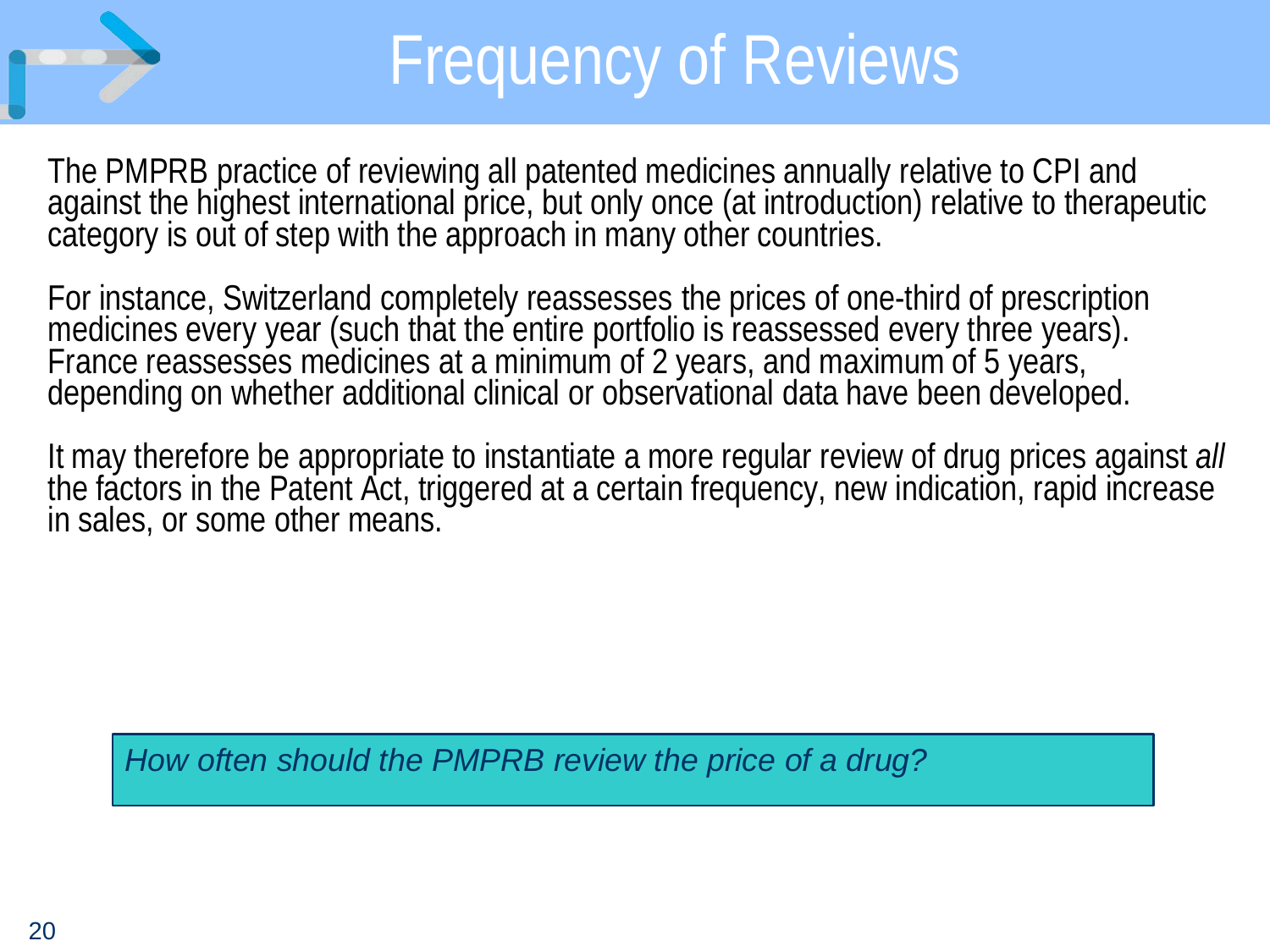# Frequency of Reviews

The PMPRB practice of reviewing all patented medicines annually relative to CPI and against the highest international price, but only once (at introduction) relative to therapeutic category is out of step with the approach in many other countries.

For instance, Switzerland completely reassesses the prices of one-third of prescription medicines every year (such that the entire portfolio is reassessed every three years). France reassesses medicines at a minimum of 2 years, and maximum of 5 years, depending on whether additional clinical or observational data have been developed.

It may therefore be appropriate to instantiate a more regular review of drug prices against *all* the factors in the Patent Act, triggered at a certain frequency, new indication, rapid increase in sales, or some other means.

*How often should the PMPRB review the price of a drug?*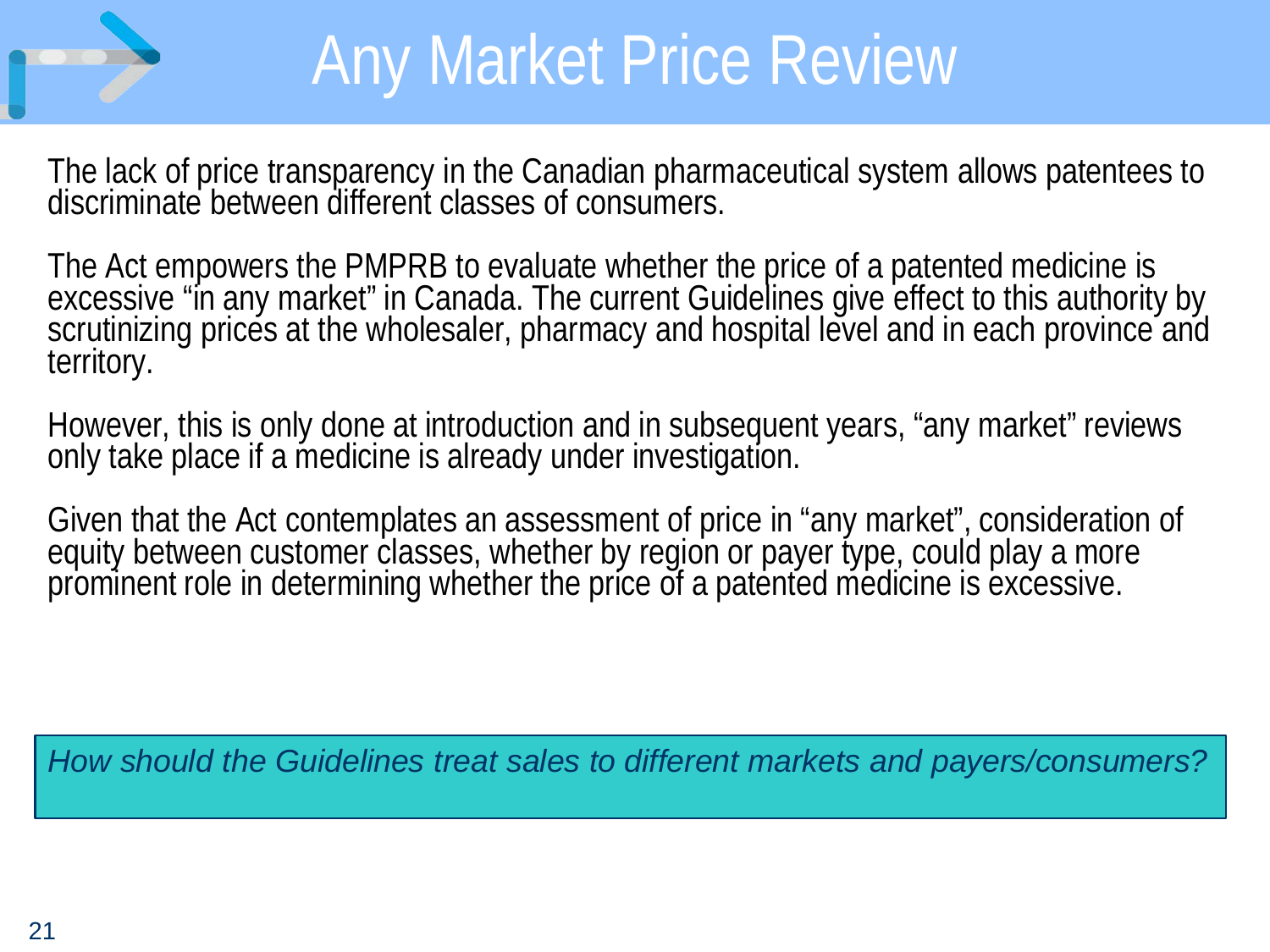# Any Market Price Review

The lack of price transparency in the Canadian pharmaceutical system allows patentees to discriminate between different classes of consumers.

The Act empowers the PMPRB to evaluate whether the price of a patented medicine is excessive “in any market” in Canada. The current Guidelines give effect to this authority by scrutinizing prices at the wholesaler, pharmacy and hospital level and in each province and territory.

However, this is only done at introduction and in subsequent years, “any market” reviews only take place if a medicine is already under investigation.

Given that the Act contemplates an assessment of price in “any market”, consideration of equity between customer classes, whether by region or payer type, could play a more prominent role in determining whether the price of a patented medicine is excessive.

*How should the Guidelines treat sales to different markets and payers/consumers?*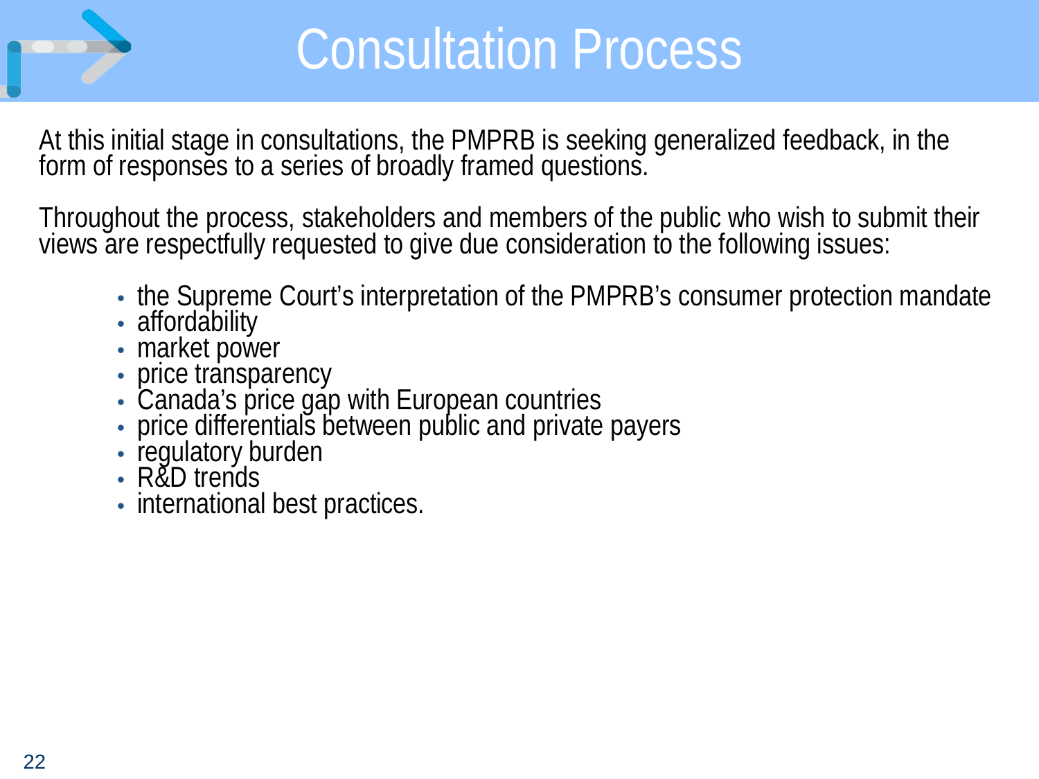# Consultation Process

At this initial stage in consultations, the PMPRB is seeking generalized feedback, in the form of responses to a series of broadly framed questions.

Throughout the process, stakeholders and members of the public who wish to submit their views are respectfully requested to give due consideration to the following issues:

- the Supreme Court's interpretation of the PMPRB's consumer protection mandate
- affordability
- market power
- price transparency
- Canada's price gap with European countries
- price differentials between public and private payers
- regulatory burden
- R&D trends
- international best practices.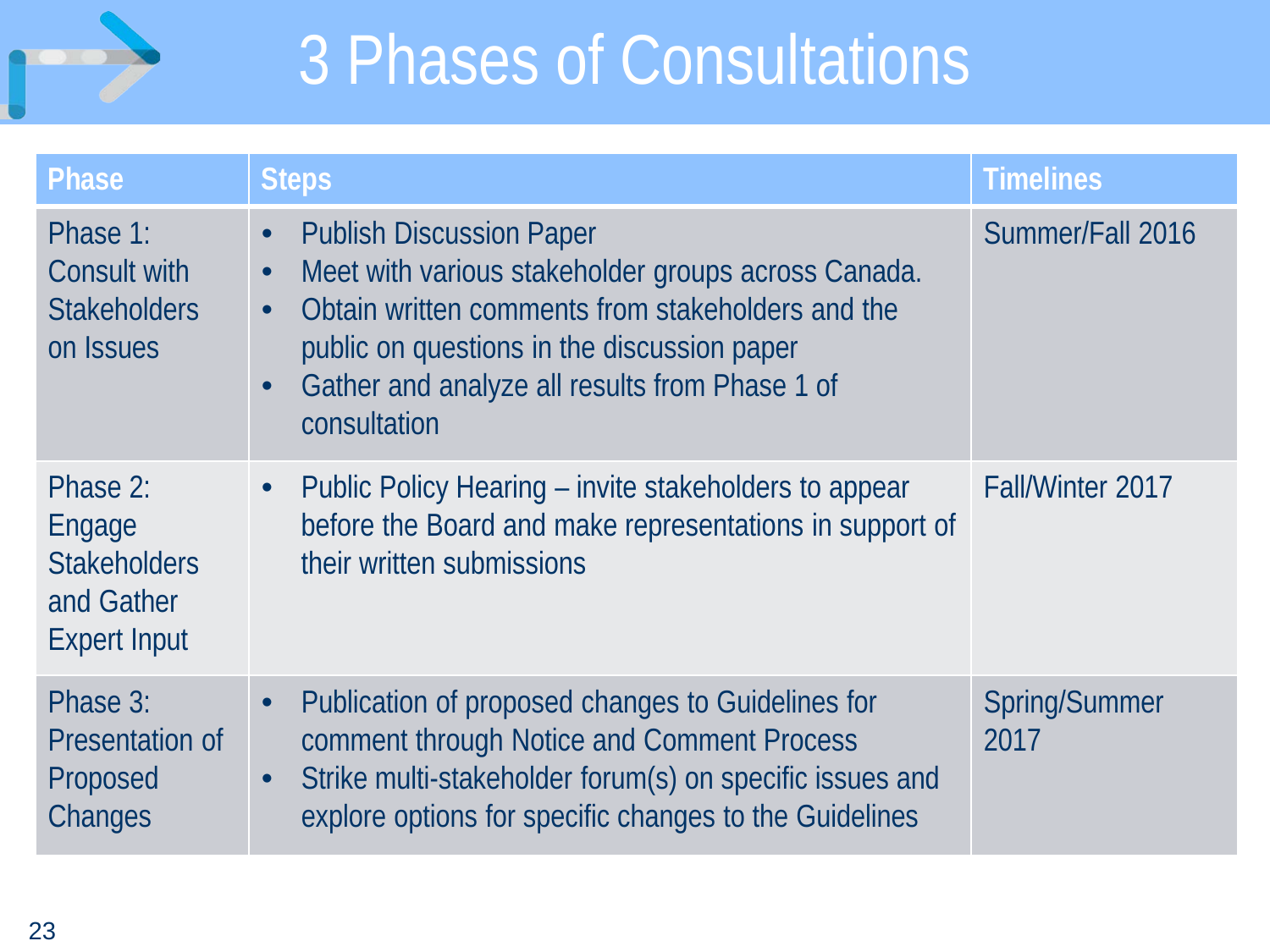# 3 Phases of Consultations

| Phase | Steps | Timelines |
|---|---|---|
| Phase 1: Consult with Stakeholders on Issues | • Publish Discussion Paper<br>• Meet with various stakeholder groups across Canada.<br>• Obtain written comments from stakeholders and the public on questions in the discussion paper<br>• Gather and analyze all results from Phase 1 of consultation | Summer/Fall 2016 |
| Phase 2: Engage Stakeholders and Gather Expert Input | • Public Policy Hearing – invite stakeholders to appear before the Board and make representations in support of their written submissions | Fall/Winter 2017 |
| Phase 3: Presentation of Proposed Changes | • Publication of proposed changes to Guidelines for comment through Notice and Comment Process<br>• Strike multi-stakeholder forum(s) on specific issues and explore options for specific changes to the Guidelines | Spring/Summer 2017 |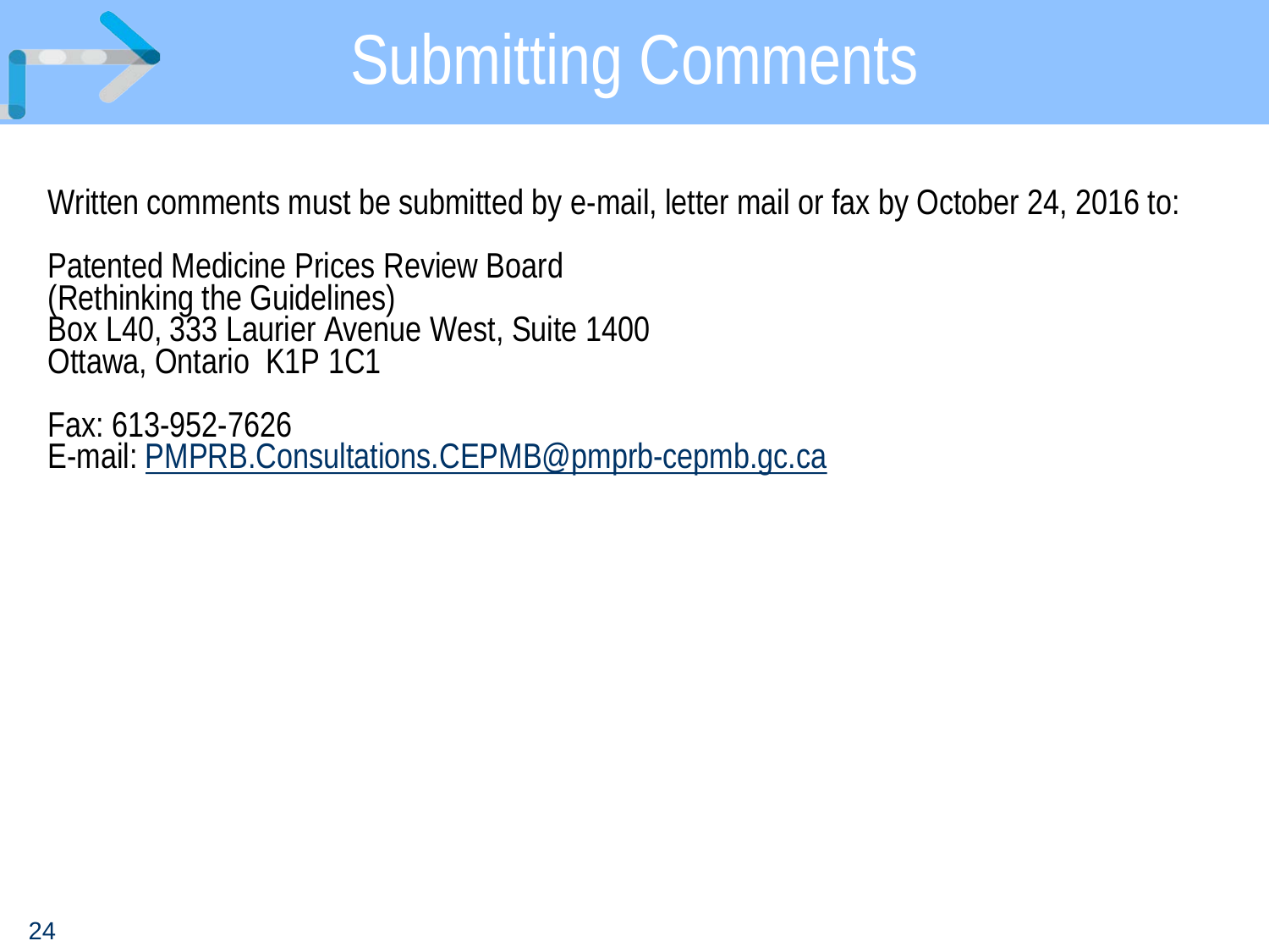# Submitting Comments

Written comments must be submitted by e-mail, letter mail or fax by October 24, 2016 to:

Patented Medicine Prices Review Board
(Rethinking the Guidelines)
Box L40, 333 Laurier Avenue West, Suite 1400
Ottawa, Ontario  K1P 1C1

Fax: 613-952-7626
E-mail: PMPRB.Consultations.CEPMB@pmprb-cepmb.gc.ca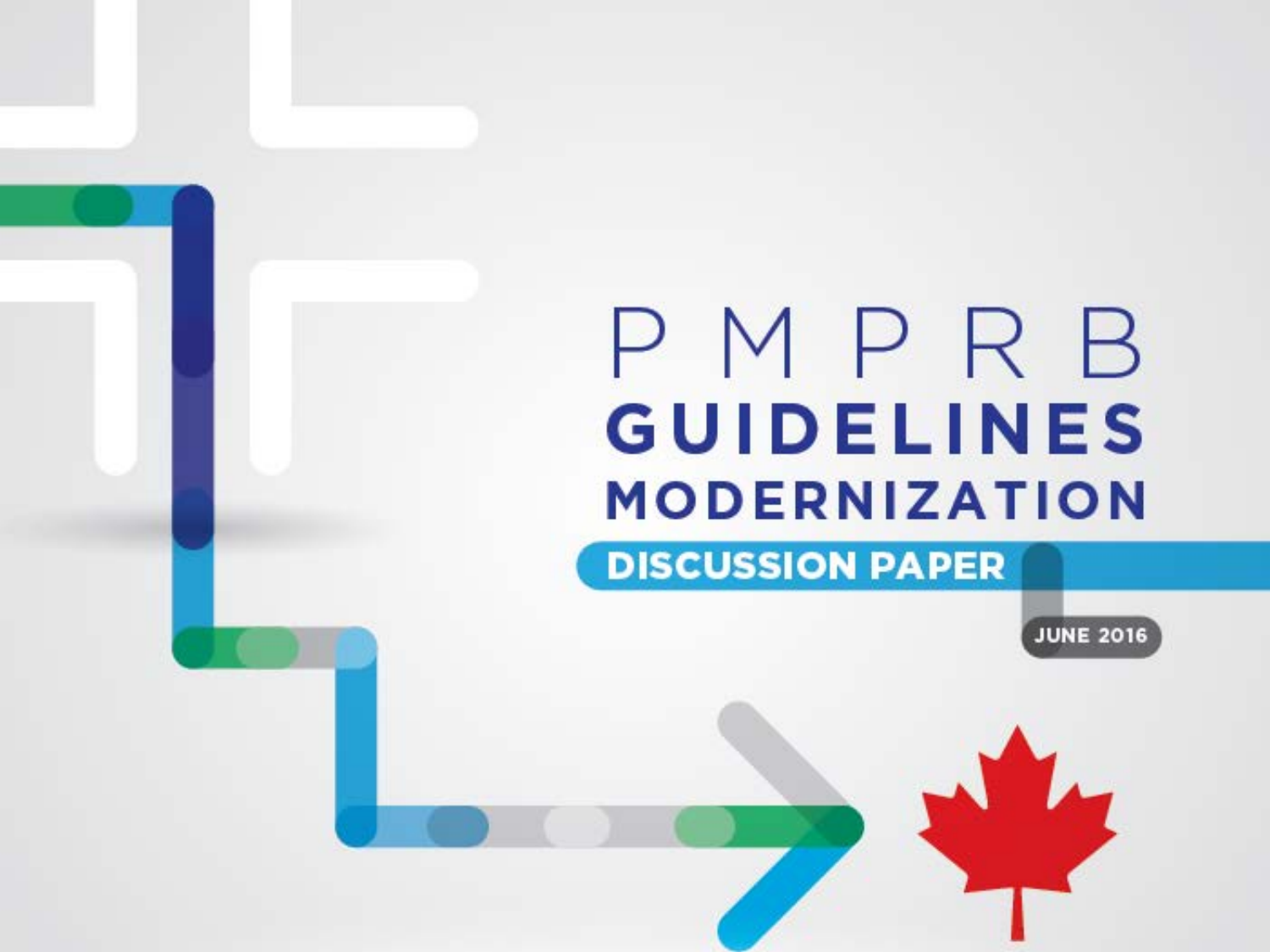# PMPRB GUIDELINES MODERNIZATION

## DISCUSSION PAPER

JUNE 2016